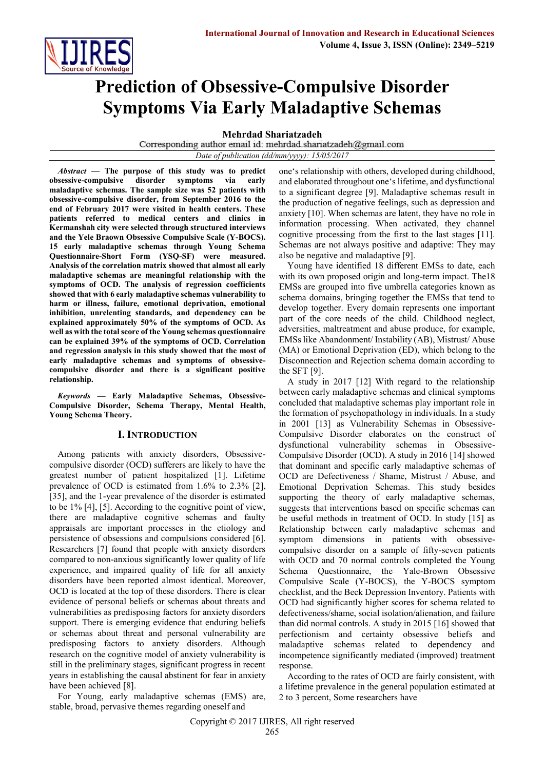# Prediction of Obsessive-Compulsive Disorder Symptoms Via Early Maladaptive Schemas

**Mehrdad Shariatzadeh**

Corresponding author email id: mehrdad.shariatzadeh@gmail.com

*Date of publication (dd/mm/yyyy): 15/05/2017*

***Abstract* — The purpose of this study was to predict obsessive-compulsive disorder symptoms via early maladaptive schemas. The sample size was 52 patients with obsessive-compulsive disorder, from September 2016 to the end of February 2017 were visited in health centers. These patients referred to medical centers and clinics in Kermanshah city were selected through structured interviews and the Yele Braown Obsessive Compulsive Scale (Y-BOCS). 15 early maladaptive schemas through Young Schema Questionnaire-Short Form (YSQ-SF) were measured. Analysis of the correlation matrix showed that almost all early maladaptive schemas are meaningful relationship with the symptoms of OCD. The analysis of regression coefficients showed that with 6 early maladaptive schemas vulnerability to harm or illness, failure, emotional deprivation, emotional inhibition, unrelenting standards, and dependency can be explained approximately 50% of the symptoms of OCD. As well as with the total score of the Young schemas questionnaire can be explained 39% of the symptoms of OCD. Correlation and regression analysis in this study showed that the most of early maladaptive schemas and symptoms of obsessive-compulsive disorder and there is a significant positive relationship.**

***Keywords* — Early Maladaptive Schemas, Obsessive-Compulsive Disorder, Schema Therapy, Mental Health, Young Schema Theory.**

## I. Introduction

Among patients with anxiety disorders, Obsessive-compulsive disorder (OCD) sufferers are likely to have the greatest number of patient hospitalized [1]. Lifetime prevalence of OCD is estimated from 1.6% to 2.3% [2], [35], and the 1-year prevalence of the disorder is estimated to be 1% [4], [5]. According to the cognitive point of view, there are maladaptive cognitive schemas and faulty appraisals are important processes in the etiology and persistence of obsessions and compulsions considered [6]. Researchers [7] found that people with anxiety disorders compared to non-anxious significantly lower quality of life experience, and impaired quality of life for all anxiety disorders have been reported almost identical. Moreover, OCD is located at the top of these disorders. There is clear evidence of personal beliefs or schemas about threats and vulnerabilities as predisposing factors for anxiety disorders support. There is emerging evidence that enduring beliefs or schemas about threat and personal vulnerability are predisposing factors to anxiety disorders. Although research on the cognitive model of anxiety vulnerability is still in the preliminary stages, significant progress in recent years in establishing the causal abstinent for fear in anxiety have been achieved [8].

For Young, early maladaptive schemas (EMS) are, stable, broad, pervasive themes regarding oneself and one's relationship with others, developed during childhood, and elaborated throughout one's lifetime, and dysfunctional to a significant degree [9]. Maladaptive schemas result in the production of negative feelings, such as depression and anxiety [10]. When schemas are latent, they have no role in information processing. When activated, they channel cognitive processing from the first to the last stages [11]. Schemas are not always positive and adaptive: They may also be negative and maladaptive [9].

Young have identified 18 different EMSs to date, each with its own proposed origin and long-term impact. The18 EMSs are grouped into five umbrella categories known as schema domains, bringing together the EMSs that tend to develop together. Every domain represents one important part of the core needs of the child. Childhood neglect, adversities, maltreatment and abuse produce, for example, EMSs like Abandonment/ Instability (AB), Mistrust/ Abuse (MA) or Emotional Deprivation (ED), which belong to the Disconnection and Rejection schema domain according to the SFT [9].

A study in 2017 [12] With regard to the relationship between early maladaptive schemas and clinical symptoms concluded that maladaptive schemas play important role in the formation of psychopathology in individuals. In a study in 2001 [13] as Vulnerability Schemas in Obsessive-Compulsive Disorder elaborates on the construct of dysfunctional vulnerability schemas in Obsessive-Compulsive Disorder (OCD). A study in 2016 [14] showed that dominant and specific early maladaptive schemas of OCD are Defectiveness / Shame, Mistrust / Abuse, and Emotional Deprivation Schemas. This study besides supporting the theory of early maladaptive schemas, suggests that interventions based on specific schemas can be useful methods in treatment of OCD. In study [15] as Relationship between early maladaptive schemas and symptom dimensions in patients with obsessive-compulsive disorder on a sample of fifty-seven patients with OCD and 70 normal controls completed the Young Schema Questionnaire, the Yale-Brown Obsessive Compulsive Scale (Y-BOCS), the Y-BOCS symptom checklist, and the Beck Depression Inventory. Patients with OCD had significantly higher scores for schema related to defectiveness/shame, social isolation/alienation, and failure than did normal controls. A study in 2015 [16] showed that perfectionism and certainty obsessive beliefs and maladaptive schemas related to dependency and incompetence significantly mediated (improved) treatment response.

According to the rates of OCD are fairly consistent, with a lifetime prevalence in the general population estimated at 2 to 3 percent, Some researchers have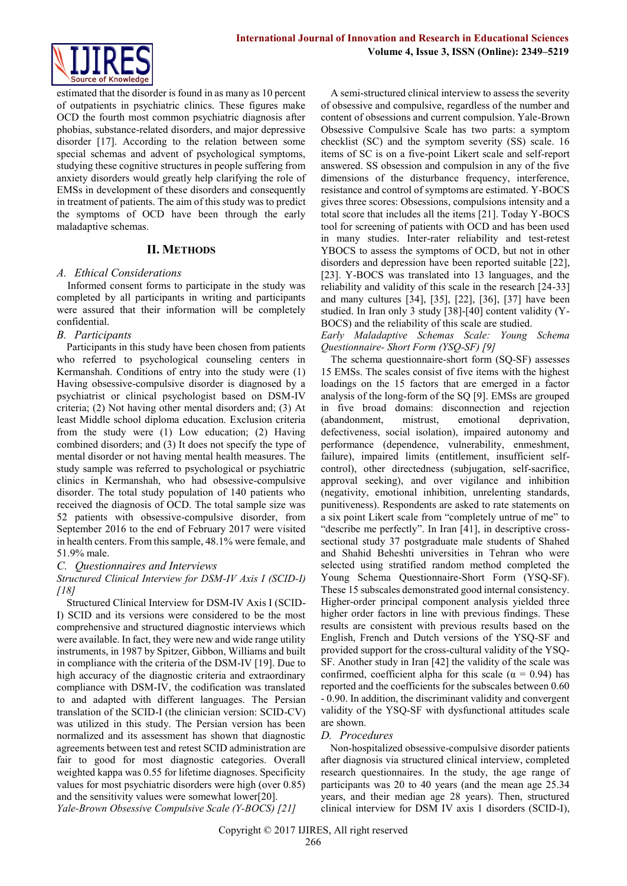estimated that the disorder is found in as many as 10 percent of outpatients in psychiatric clinics. These figures make OCD the fourth most common psychiatric diagnosis after phobias, substance-related disorders, and major depressive disorder [17]. According to the relation between some special schemas and advent of psychological symptoms, studying these cognitive structures in people suffering from anxiety disorders would greatly help clarifying the role of EMSs in development of these disorders and consequently in treatment of patients. The aim of this study was to predict the symptoms of OCD have been through the early maladaptive schemas.

## II. Methods

### A. Ethical Considerations

Informed consent forms to participate in the study was completed by all participants in writing and participants were assured that their information will be completely confidential.

### B. Participants

Participants in this study have been chosen from patients who referred to psychological counseling centers in Kermanshah. Conditions of entry into the study were (1) Having obsessive-compulsive disorder is diagnosed by a psychiatrist or clinical psychologist based on DSM-IV criteria; (2) Not having other mental disorders and; (3) At least Middle school diploma education. Exclusion criteria from the study were (1) Low education; (2) Having combined disorders; and (3) It does not specify the type of mental disorder or not having mental health measures. The study sample was referred to psychological or psychiatric clinics in Kermanshah, who had obsessive-compulsive disorder. The total study population of 140 patients who received the diagnosis of OCD. The total sample size was 52 patients with obsessive-compulsive disorder, from September 2016 to the end of February 2017 were visited in health centers. From this sample, 48.1% were female, and 51.9% male.

### C. Questionnaires and Interviews

*Structured Clinical Interview for DSM-IV Axis I (SCID-I) [18]*

Structured Clinical Interview for DSM-IV Axis I (SCID-I) SCID and its versions were considered to be the most comprehensive and structured diagnostic interviews which were available. In fact, they were new and wide range utility instruments, in 1987 by Spitzer, Gibbon, Williams and built in compliance with the criteria of the DSM-IV [19]. Due to high accuracy of the diagnostic criteria and extraordinary compliance with DSM-IV, the codification was translated to and adapted with different languages. The Persian translation of the SCID-I (the clinician version: SCID-CV) was utilized in this study. The Persian version has been normalized and its assessment has shown that diagnostic agreements between test and retest SCID administration are fair to good for most diagnostic categories. Overall weighted kappa was 0.55 for lifetime diagnoses. Specificity values for most psychiatric disorders were high (over 0.85) and the sensitivity values were somewhat lower[20].

*Yale-Brown Obsessive Compulsive Scale (Y-BOCS) [21]*

A semi-structured clinical interview to assess the severity of obsessive and compulsive, regardless of the number and content of obsessions and current compulsion. Yale-Brown Obsessive Compulsive Scale has two parts: a symptom checklist (SC) and the symptom severity (SS) scale. 16 items of SC is on a five-point Likert scale and self-report answered. SS obsession and compulsion in any of the five dimensions of the disturbance frequency, interference, resistance and control of symptoms are estimated. Y-BOCS gives three scores: Obsessions, compulsions intensity and a total score that includes all the items [21]. Today Y-BOCS tool for screening of patients with OCD and has been used in many studies. Inter-rater reliability and test-retest YBOCS to assess the symptoms of OCD, but not in other disorders and depression have been reported suitable [22], [23]. Y-BOCS was translated into 13 languages, and the reliability and validity of this scale in the research [24-33] and many cultures [34], [35], [22], [36], [37] have been studied. In Iran only 3 study [38]-[40] content validity (Y-BOCS) and the reliability of this scale are studied.

*Early Maladaptive Schemas Scale: Young Schema Questionnaire- Short Form (YSQ-SF) [9]*

The schema questionnaire-short form (SQ-SF) assesses 15 EMSs. The scales consist of five items with the highest loadings on the 15 factors that are emerged in a factor analysis of the long-form of the SQ [9]. EMSs are grouped in five broad domains: disconnection and rejection (abandonment, mistrust, emotional deprivation, defectiveness, social isolation), impaired autonomy and performance (dependence, vulnerability, enmeshment, failure), impaired limits (entitlement, insufficient self-control), other directedness (subjugation, self-sacrifice, approval seeking), and over vigilance and inhibition (negativity, emotional inhibition, unrelenting standards, punitiveness). Respondents are asked to rate statements on a six point Likert scale from "completely untrue of me" to "describe me perfectly". In Iran [41], in descriptive cross-sectional study 37 postgraduate male students of Shahed and Shahid Beheshti universities in Tehran who were selected using stratified random method completed the Young Schema Questionnaire-Short Form (YSQ-SF). These 15 subscales demonstrated good internal consistency. Higher-order principal component analysis yielded three higher order factors in line with previous findings. These results are consistent with previous results based on the English, French and Dutch versions of the YSQ-SF and provided support for the cross-cultural validity of the YSQ-SF. Another study in Iran [42] the validity of the scale was confirmed, coefficient alpha for this scale ($\alpha = 0.94$) has reported and the coefficients for the subscales between 0.60 - 0.90. In addition, the discriminant validity and convergent validity of the YSQ-SF with dysfunctional attitudes scale are shown.

### D. Procedures

Non-hospitalized obsessive-compulsive disorder patients after diagnosis via structured clinical interview, completed research questionnaires. In the study, the age range of participants was 20 to 40 years (and the mean age 25.34 years, and their median age 28 years). Then, structured clinical interview for DSM IV axis 1 disorders (SCID-I),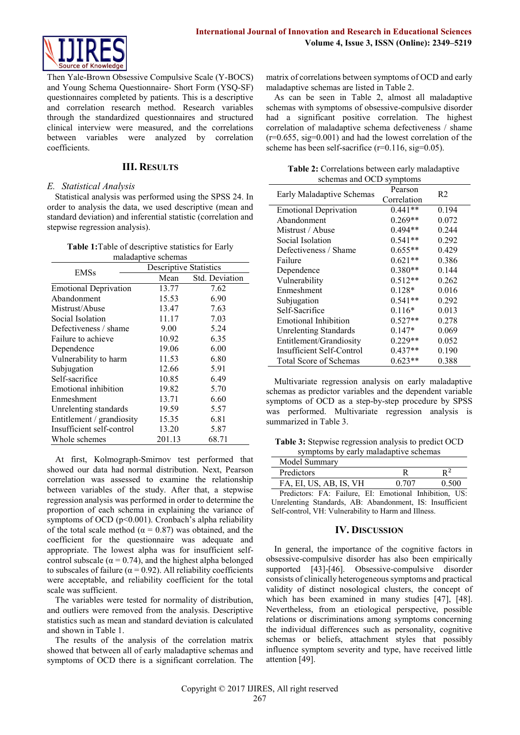Then Yale-Brown Obsessive Compulsive Scale (Y-BOCS) and Young Schema Questionnaire- Short Form (YSQ-SF) questionnaires completed by patients. This is a descriptive and correlation research method. Research variables through the standardized questionnaires and structured clinical interview were measured, and the correlations between variables were analyzed by correlation coefficients.

## III. Results

### E. Statistical Analysis

Statistical analysis was performed using the SPSS 24. In order to analysis the data, we used descriptive (mean and standard deviation) and inferential statistic (correlation and stepwise regression analysis).

**Table 1:** Table of descriptive statistics for Early maladaptive schemas

| EMSs | Descriptive Statistics | |
|---|---|---|
| | Mean | Std. Deviation |
| Emotional Deprivation | 13.77 | 7.62 |
| Abandonment | 15.53 | 6.90 |
| Mistrust/Abuse | 13.47 | 7.63 |
| Social Isolation | 11.17 | 7.03 |
| Defectiveness / shame | 9.00 | 5.24 |
| Failure to achieve | 10.92 | 6.35 |
| Dependence | 19.06 | 6.00 |
| Vulnerability to harm | 11.53 | 6.80 |
| Subjugation | 12.66 | 5.91 |
| Self-sacrifice | 10.85 | 6.49 |
| Emotional inhibition | 19.82 | 5.70 |
| Enmeshment | 13.71 | 6.60 |
| Unrelenting standards | 19.59 | 5.57 |
| Entitlement / grandiosity | 15.35 | 6.81 |
| Insufficient self-control | 13.20 | 5.87 |
| Whole schemes | 201.13 | 68.71 |

At first, Kolmograph-Smirnov test performed that showed our data had normal distribution. Next, Pearson correlation was assessed to examine the relationship between variables of the study. After that, a stepwise regression analysis was performed in order to determine the proportion of each schema in explaining the variance of symptoms of OCD ($p<0.001$). Cronbach's alpha reliability of the total scale method ($\alpha = 0.87$) was obtained, and the coefficient for the questionnaire was adequate and appropriate. The lowest alpha was for insufficient self-control subscale ($\alpha = 0.74$), and the highest alpha belonged to subscales of failure ($\alpha = 0.92$). All reliability coefficients were acceptable, and reliability coefficient for the total scale was sufficient.

The variables were tested for normality of distribution, and outliers were removed from the analysis. Descriptive statistics such as mean and standard deviation is calculated and shown in Table 1.

The results of the analysis of the correlation matrix showed that between all of early maladaptive schemas and symptoms of OCD there is a significant correlation. The matrix of correlations between symptoms of OCD and early maladaptive schemas are listed in Table 2.

As can be seen in Table 2, almost all maladaptive schemas with symptoms of obsessive-compulsive disorder had a significant positive correlation. The highest correlation of maladaptive schema defectiveness / shame ($r=0.655$, sig=0.001) and had the lowest correlation of the scheme has been self-sacrifice ($r=0.116$, sig=0.05).

**Table 2:** Correlations between early maladaptive schemas and OCD symptoms

| Early Maladaptive Schemas | Pearson Correlation | R2 |
|---|---|---|
| Emotional Deprivation | 0.441** | 0.194 |
| Abandonment | 0.269** | 0.072 |
| Mistrust / Abuse | 0.494** | 0.244 |
| Social Isolation | 0.541** | 0.292 |
| Defectiveness / Shame | 0.655** | 0.429 |
| Failure | 0.621** | 0.386 |
| Dependence | 0.380** | 0.144 |
| Vulnerability | 0.512** | 0.262 |
| Enmeshment | 0.128* | 0.016 |
| Subjugation | 0.541** | 0.292 |
| Self-Sacrifice | 0.116* | 0.013 |
| Emotional Inhibition | 0.527** | 0.278 |
| Unrelenting Standards | 0.147* | 0.069 |
| Entitlement/Grandiosity | 0.229** | 0.052 |
| Insufficient Self-Control | 0.437** | 0.190 |
| Total Score of Schemas | 0.623** | 0.388 |

Multivariate regression analysis on early maladaptive schemas as predictor variables and the dependent variable symptoms of OCD as a step-by-step procedure by SPSS was performed. Multivariate regression analysis is summarized in Table 3.

**Table 3:** Stepwise regression analysis to predict OCD symptoms by early maladaptive schemas

| Model Summary | | |
|---|---|---|
| Predictors | R | $R^2$ |
| FA, EI, US, AB, IS, VH | 0.707 | 0.500 |

Predictors: FA: Failure, EI: Emotional Inhibition, US: Unrelenting Standards, AB: Abandonment, IS: Insufficient Self-control, VH: Vulnerability to Harm and Illness.

## IV. Discussion

In general, the importance of the cognitive factors in obsessive-compulsive disorder has also been empirically supported [43]-[46]. Obsessive-compulsive disorder consists of clinically heterogeneous symptoms and practical validity of distinct nosological clusters, the concept of which has been examined in many studies [47], [48]. Nevertheless, from an etiological perspective, possible relations or discriminations among symptoms concerning the individual differences such as personality, cognitive schemas or beliefs, attachment styles that possibly influence symptom severity and type, have received little attention [49].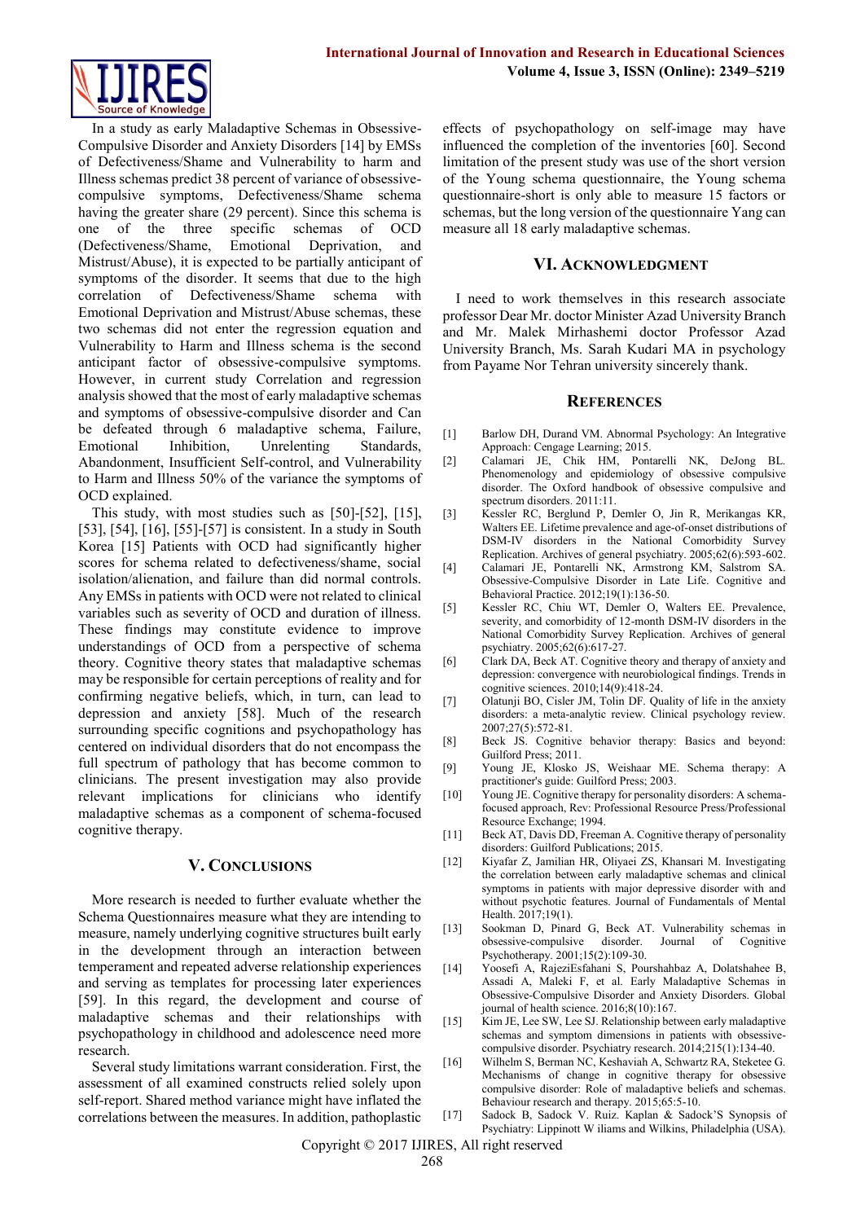In a study as early Maladaptive Schemas in Obsessive-Compulsive Disorder and Anxiety Disorders [14] by EMSs of Defectiveness/Shame and Vulnerability to harm and Illness schemas predict 38 percent of variance of obsessive-compulsive symptoms, Defectiveness/Shame schema having the greater share (29 percent). Since this schema is one of the three specific schemas of OCD (Defectiveness/Shame, Emotional Deprivation, and Mistrust/Abuse), it is expected to be partially anticipant of symptoms of the disorder. It seems that due to the high correlation of Defectiveness/Shame schema with Emotional Deprivation and Mistrust/Abuse schemas, these two schemas did not enter the regression equation and Vulnerability to Harm and Illness schema is the second anticipant factor of obsessive-compulsive symptoms. However, in current study Correlation and regression analysis showed that the most of early maladaptive schemas and symptoms of obsessive-compulsive disorder and Can be defeated through 6 maladaptive schema, Failure, Emotional Inhibition, Unrelenting Standards, Abandonment, Insufficient Self-control, and Vulnerability to Harm and Illness 50% of the variance the symptoms of OCD explained.

This study, with most studies such as [50]-[52], [15], [53], [54], [16], [55]-[57] is consistent. In a study in South Korea [15] Patients with OCD had significantly higher scores for schema related to defectiveness/shame, social isolation/alienation, and failure than did normal controls. Any EMSs in patients with OCD were not related to clinical variables such as severity of OCD and duration of illness. These findings may constitute evidence to improve understandings of OCD from a perspective of schema theory. Cognitive theory states that maladaptive schemas may be responsible for certain perceptions of reality and for confirming negative beliefs, which, in turn, can lead to depression and anxiety [58]. Much of the research surrounding specific cognitions and psychopathology has centered on individual disorders that do not encompass the full spectrum of pathology that has become common to clinicians. The present investigation may also provide relevant implications for clinicians who identify maladaptive schemas as a component of schema-focused cognitive therapy.

## V. Conclusions

More research is needed to further evaluate whether the Schema Questionnaires measure what they are intending to measure, namely underlying cognitive structures built early in the development through an interaction between temperament and repeated adverse relationship experiences and serving as templates for processing later experiences [59]. In this regard, the development and course of maladaptive schemas and their relationships with psychopathology in childhood and adolescence need more research.

Several study limitations warrant consideration. First, the assessment of all examined constructs relied solely upon self-report. Shared method variance might have inflated the correlations between the measures. In addition, pathoplastic effects of psychopathology on self-image may have influenced the completion of the inventories [60]. Second limitation of the present study was use of the short version of the Young schema questionnaire, the Young schema questionnaire-short is only able to measure 15 factors or schemas, but the long version of the questionnaire Yang can measure all 18 early maladaptive schemas.

## VI. Acknowledgment

I need to work themselves in this research associate professor Dear Mr. doctor Minister Azad University Branch and Mr. Malek Mirhashemi doctor Professor Azad University Branch, Ms. Sarah Kudari MA in psychology from Payame Nor Tehran university sincerely thank.

## References

[1] Barlow DH, Durand VM. Abnormal Psychology: An Integrative Approach: Cengage Learning; 2015.

[2] Calamari JE, Chik HM, Pontarelli NK, DeJong BL. Phenomenology and epidemiology of obsessive compulsive disorder. The Oxford handbook of obsessive compulsive and spectrum disorders. 2011:11.

[3] Kessler RC, Berglund P, Demler O, Jin R, Merikangas KR, Walters EE. Lifetime prevalence and age-of-onset distributions of DSM-IV disorders in the National Comorbidity Survey Replication. Archives of general psychiatry. 2005;62(6):593-602.

[4] Calamari JE, Pontarelli NK, Armstrong KM, Salstrom SA. Obsessive-Compulsive Disorder in Late Life. Cognitive and Behavioral Practice. 2012;19(1):136-50.

[5] Kessler RC, Chiu WT, Demler O, Walters EE. Prevalence, severity, and comorbidity of 12-month DSM-IV disorders in the National Comorbidity Survey Replication. Archives of general psychiatry. 2005;62(6):617-27.

[6] Clark DA, Beck AT. Cognitive theory and therapy of anxiety and depression: convergence with neurobiological findings. Trends in cognitive sciences. 2010;14(9):418-24.

[7] Olatunji BO, Cisler JM, Tolin DF. Quality of life in the anxiety disorders: a meta-analytic review. Clinical psychology review. 2007;27(5):572-81.

[8] Beck JS. Cognitive behavior therapy: Basics and beyond: Guilford Press; 2011.

[9] Young JE, Klosko JS, Weishaar ME. Schema therapy: A practitioner's guide: Guilford Press; 2003.

[10] Young JE. Cognitive therapy for personality disorders: A schema-focused approach, Rev: Professional Resource Press/Professional Resource Exchange; 1994.

[11] Beck AT, Davis DD, Freeman A. Cognitive therapy of personality disorders: Guilford Publications; 2015.

[12] Kiyafar Z, Jamilian HR, Oliyaei ZS, Khansari M. Investigating the correlation between early maladaptive schemas and clinical symptoms in patients with major depressive disorder with and without psychotic features. Journal of Fundamentals of Mental Health. 2017;19(1).

[13] Sookman D, Pinard G, Beck AT. Vulnerability schemas in obsessive-compulsive disorder. Journal of Cognitive Psychotherapy. 2001;15(2):109-30.

[14] Yoosefi A, RajeziEsfahani S, Pourshahbaz A, Dolatshahee B, Assadi A, Maleki F, et al. Early Maladaptive Schemas in Obsessive-Compulsive Disorder and Anxiety Disorders. Global journal of health science. 2016;8(10):167.

[15] Kim JE, Lee SW, Lee SJ. Relationship between early maladaptive schemas and symptom dimensions in patients with obsessive-compulsive disorder. Psychiatry research. 2014;215(1):134-40.

[16] Wilhelm S, Berman NC, Keshaviah A, Schwartz RA, Steketee G. Mechanisms of change in cognitive therapy for obsessive compulsive disorder: Role of maladaptive beliefs and schemas. Behaviour research and therapy. 2015;65:5-10.

[17] Sadock B, Sadock V. Ruiz. Kaplan & Sadock's Synopsis of Psychiatry: Lippinott W iliams and Wilkins, Philadelphia (USA).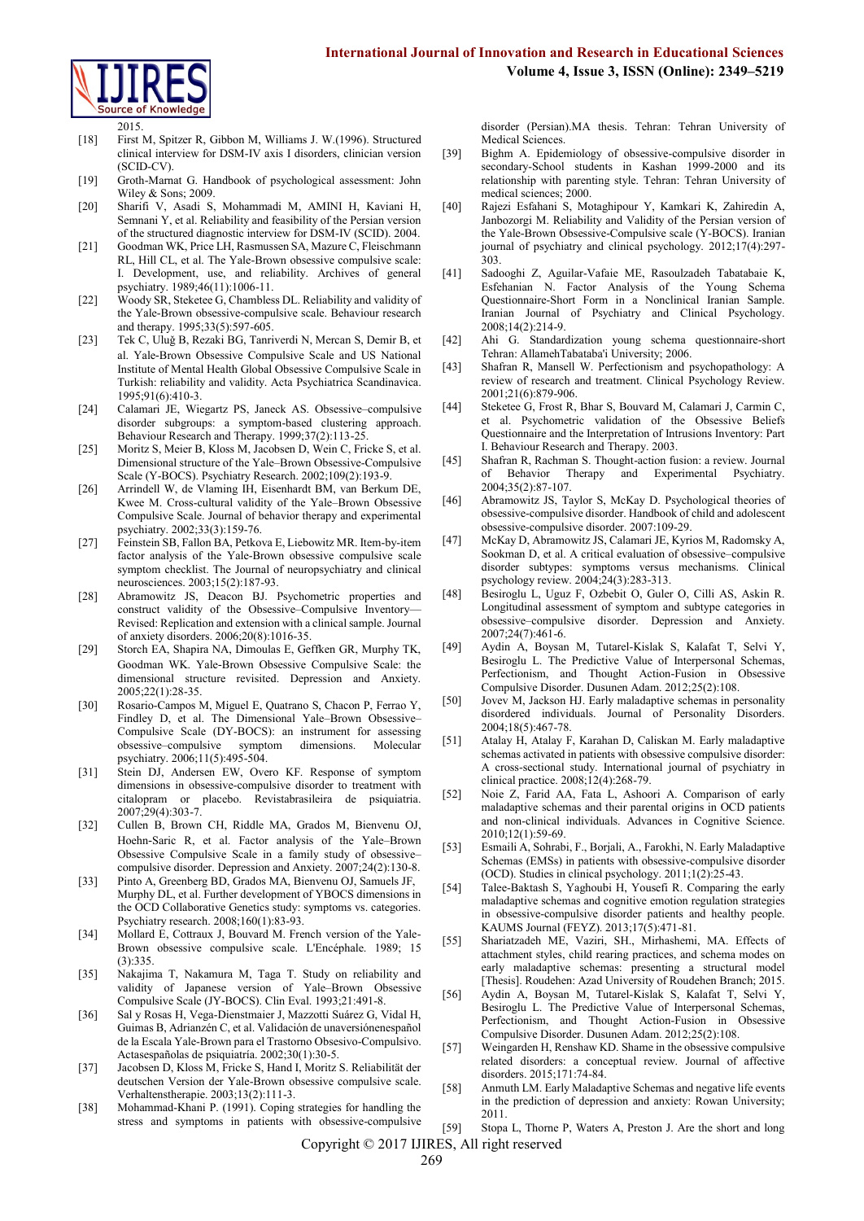2015.

[18] First M, Spitzer R, Gibbon M, Williams J. W.(1996). Structured clinical interview for DSM-IV axis I disorders, clinician version (SCID-CV).

[19] Groth-Marnat G. Handbook of psychological assessment: John Wiley & Sons; 2009.

[20] Sharifi V, Asadi S, Mohammadi M, AMINI H, Kaviani H, Semnani Y, et al. Reliability and feasibility of the Persian version of the structured diagnostic interview for DSM-IV (SCID). 2004.

[21] Goodman WK, Price LH, Rasmussen SA, Mazure C, Fleischmann RL, Hill CL, et al. The Yale-Brown obsessive compulsive scale: I. Development, use, and reliability. Archives of general psychiatry. 1989;46(11):1006-11.

[22] Woody SR, Steketee G, Chambless DL. Reliability and validity of the Yale-Brown obsessive-compulsive scale. Behaviour research and therapy. 1995;33(5):597-605.

[23] Tek C, Uluğ B, Rezaki BG, Tanriverdi N, Mercan S, Demir B, et al. Yale-Brown Obsessive Compulsive Scale and US National Institute of Mental Health Global Obsessive Compulsive Scale in Turkish: reliability and validity. Acta Psychiatrica Scandinavica. 1995;91(6):410-3.

[24] Calamari JE, Wiegartz PS, Janeck AS. Obsessive–compulsive disorder subgroups: a symptom-based clustering approach. Behaviour Research and Therapy. 1999;37(2):113-25.

[25] Moritz S, Meier B, Kloss M, Jacobsen D, Wein C, Fricke S, et al. Dimensional structure of the Yale–Brown Obsessive-Compulsive Scale (Y-BOCS). Psychiatry Research. 2002;109(2):193-9.

[26] Arrindell W, de Vlaming IH, Eisenhardt BM, van Berkum DE, Kwee M. Cross-cultural validity of the Yale–Brown Obsessive Compulsive Scale. Journal of behavior therapy and experimental psychiatry. 2002;33(3):159-76.

[27] Feinstein SB, Fallon BA, Petkova E, Liebowitz MR. Item-by-item factor analysis of the Yale-Brown obsessive compulsive scale symptom checklist. The Journal of neuropsychiatry and clinical neurosciences. 2003;15(2):187-93.

[28] Abramowitz JS, Deacon BJ. Psychometric properties and construct validity of the Obsessive–Compulsive Inventory—Revised: Replication and extension with a clinical sample. Journal of anxiety disorders. 2006;20(8):1016-35.

[29] Storch EA, Shapira NA, Dimoulas E, Geffken GR, Murphy TK, Goodman WK. Yale-Brown Obsessive Compulsive Scale: the dimensional structure revisited. Depression and Anxiety. 2005;22(1):28-35.

[30] Rosario-Campos M, Miguel E, Quatrano S, Chacon P, Ferrao Y, Findley D, et al. The Dimensional Yale–Brown Obsessive–Compulsive Scale (DY-BOCS): an instrument for assessing obsessive–compulsive symptom dimensions. Molecular psychiatry. 2006;11(5):495-504.

[31] Stein DJ, Andersen EW, Overo KF. Response of symptom dimensions in obsessive-compulsive disorder to treatment with citalopram or placebo. Revistabrasileira de psiquiatria. 2007;29(4):303-7.

[32] Cullen B, Brown CH, Riddle MA, Grados M, Bienvenu OJ, Hoehn-Saric R, et al. Factor analysis of the Yale–Brown Obsessive Compulsive Scale in a family study of obsessive–compulsive disorder. Depression and Anxiety. 2007;24(2):130-8.

[33] Pinto A, Greenberg BD, Grados MA, Bienvenu OJ, Samuels JF, Murphy DL, et al. Further development of YBOCS dimensions in the OCD Collaborative Genetics study: symptoms vs. categories. Psychiatry research. 2008;160(1):83-93.

[34] Mollard E, Cottraux J, Bouvard M. French version of the Yale-Brown obsessive compulsive scale. L'Encéphale. 1989; 15 (3):335.

[35] Nakajima T, Nakamura M, Taga T. Study on reliability and validity of Japanese version of Yale–Brown Obsessive Compulsive Scale (JY-BOCS). Clin Eval. 1993;21:491-8.

[36] Sal y Rosas H, Vega-Dienstmaier J, Mazzotti Suárez G, Vidal H, Guimas B, Adrianzén C, et al. Validación de unaversiónenespañol de la Escala Yale-Brown para el Trastorno Obsesivo-Compulsivo. Actasespañolas de psiquiatría. 2002;30(1):30-5.

[37] Jacobsen D, Kloss M, Fricke S, Hand I, Moritz S. Reliabilität der deutschen Version der Yale-Brown obsessive compulsive scale. Verhaltenstherapie. 2003;13(2):111-3.

[38] Mohammad-Khani P. (1991). Coping strategies for handling the stress and symptoms in patients with obsessive-compulsive disorder (Persian).MA thesis. Tehran: Tehran University of Medical Sciences.

[39] Bighm A. Epidemiology of obsessive-compulsive disorder in secondary-School students in Kashan 1999-2000 and its relationship with parenting style. Tehran: Tehran University of medical sciences; 2000.

[40] Rajezi Esfahani S, Motaghipour Y, Kamkari K, Zahiredin A, Janbozorgi M. Reliability and Validity of the Persian version of the Yale-Brown Obsessive-Compulsive scale (Y-BOCS). Iranian journal of psychiatry and clinical psychology. 2012;17(4):297-303.

[41] Sadooghi Z, Aguilar-Vafaie ME, Rasoulzadeh Tabatabaie K, Esfehanian N. Factor Analysis of the Young Schema Questionnaire-Short Form in a Nonclinical Iranian Sample. Iranian Journal of Psychiatry and Clinical Psychology. 2008;14(2):214-9.

[42] Ahi G. Standardization young schema questionnaire-short Tehran: AllamehTabataba'i University; 2006.

[43] Shafran R, Mansell W. Perfectionism and psychopathology: A review of research and treatment. Clinical Psychology Review. 2001;21(6):879-906.

[44] Steketee G, Frost R, Bhar S, Bouvard M, Calamari J, Carmin C, et al. Psychometric validation of the Obsessive Beliefs Questionnaire and the Interpretation of Intrusions Inventory: Part I. Behaviour Research and Therapy. 2003.

[45] Shafran R, Rachman S. Thought-action fusion: a review. Journal of Behavior Therapy and Experimental Psychiatry. 2004;35(2):87-107.

[46] Abramowitz JS, Taylor S, McKay D. Psychological theories of obsessive-compulsive disorder. Handbook of child and adolescent obsessive-compulsive disorder. 2007:109-29.

[47] McKay D, Abramowitz JS, Calamari JE, Kyrios M, Radomsky A, Sookman D, et al. A critical evaluation of obsessive–compulsive disorder subtypes: symptoms versus mechanisms. Clinical psychology review. 2004;24(3):283-313.

[48] Besiroglu L, Uguz F, Ozbebit O, Guler O, Cilli AS, Askin R. Longitudinal assessment of symptom and subtype categories in obsessive–compulsive disorder. Depression and Anxiety. 2007;24(7):461-6.

[49] Aydin A, Boysan M, Tutarel-Kislak S, Kalafat T, Selvi Y, Besiroglu L. The Predictive Value of Interpersonal Schemas, Perfectionism, and Thought Action-Fusion in Obsessive Compulsive Disorder. Dusunen Adam. 2012;25(2):108.

[50] Jovev M, Jackson HJ. Early maladaptive schemas in personality disordered individuals. Journal of Personality Disorders. 2004;18(5):467-78.

[51] Atalay H, Atalay F, Karahan D, Caliskan M. Early maladaptive schemas activated in patients with obsessive compulsive disorder: A cross-sectional study. International journal of psychiatry in clinical practice. 2008;12(4):268-79.

[52] Noie Z, Farid AA, Fata L, Ashoori A. Comparison of early maladaptive schemas and their parental origins in OCD patients and non-clinical individuals. Advances in Cognitive Science. 2010;12(1):59-69.

[53] Esmaili A, Sohrabi, F., Borjali, A., Farokhi, N. Early Maladaptive Schemas (EMSs) in patients with obsessive-compulsive disorder (OCD). Studies in clinical psychology. 2011;1(2):25-43.

[54] Talee-Baktash S, Yaghoubi H, Yousefi R. Comparing the early maladaptive schemas and cognitive emotion regulation strategies in obsessive-compulsive disorder patients and healthy people. KAUMS Journal (FEYZ). 2013;17(5):471-81.

[55] Shariatzadeh ME, Vaziri, SH., Mirhashemi, MA. Effects of attachment styles, child rearing practices, and schema modes on early maladaptive schemas: presenting a structural model [Thesis]. Roudehen: Azad University of Roudehen Branch; 2015.

[56] Aydin A, Boysan M, Tutarel-Kislak S, Kalafat T, Selvi Y, Besiroglu L. The Predictive Value of Interpersonal Schemas, Perfectionism, and Thought Action-Fusion in Obsessive Compulsive Disorder. Dusunen Adam. 2012;25(2):108.

[57] Weingarden H, Renshaw KD. Shame in the obsessive compulsive related disorders: a conceptual review. Journal of affective disorders. 2015;171:74-84.

[58] Anmuth LM. Early Maladaptive Schemas and negative life events in the prediction of depression and anxiety: Rowan University; 2011.

[59] Stopa L, Thorne P, Waters A, Preston J. Are the short and long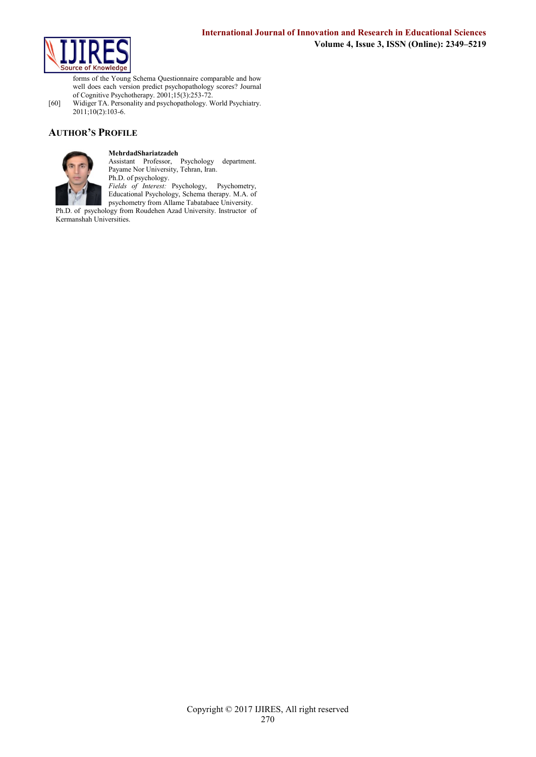forms of the Young Schema Questionnaire comparable and how well does each version predict psychopathology scores? Journal of Cognitive Psychotherapy. 2001;15(3):253-72.

[60] Widiger TA. Personality and psychopathology. World Psychiatry. 2011;10(2):103-6.

## Author's Profile

**MehrdadShariatzadeh**
Assistant Professor, Psychology department. Payame Nor University, Tehran, Iran.
Ph.D. of psychology.
*Fields of Interest:* Psychology, Psychometry, Educational Psychology, Schema therapy. M.A. of psychometry from Allame Tabatabaee University. Ph.D. of psychology from Roudehen Azad University. Instructor of Kermanshah Universities.